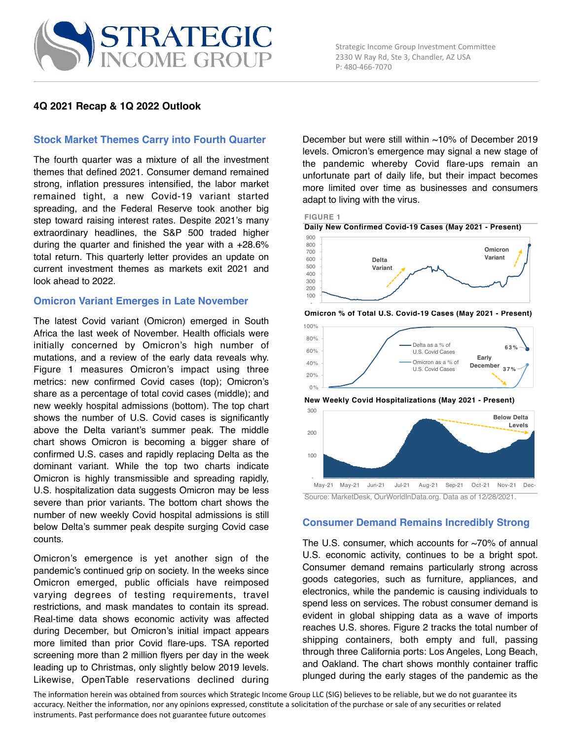# 4Q 2021 Recap & 1Q 2022 Outlook

## Stock Market Themes Carry into Fourth Quarter

The fourth quarter was a mixture of all the investment themes that defined 2021. Consumer demand remained strong, inflation pressures intensified, the labor market remained tight, a new Covid-19 variant started spreading, and the Federal Reserve took another big step toward raising interest rates. Despite 2021's many extraordinary headlines, the S&P 500 traded higher during the quarter and finished the year with a +28.6% total return. This quarterly letter provides an update on current investment themes as markets exit 2021 and look ahead to 2022.

## Omicron Variant Emerges in Late November

The latest Covid variant (Omicron) emerged in South Africa the last week of November. Health officials were initially concerned by Omicron's high number of mutations, and a review of the early data reveals why. Figure 1 measures Omicron's impact using three metrics: new confirmed Covid cases (top); Omicron's share as a percentage of total covid cases (middle); and new weekly hospital admissions (bottom). The top chart shows the number of U.S. Covid cases is significantly above the Delta variant's summer peak. The middle chart shows Omicron is becoming a bigger share of confirmed U.S. cases and rapidly replacing Delta as the dominant variant. While the top two charts indicate Omicron is highly transmissible and spreading rapidly, U.S. hospitalization data suggests Omicron may be less severe than prior variants. The bottom chart shows the number of new weekly Covid hospital admissions is still below Delta's summer peak despite surging Covid case counts.

Omicron's emergence is yet another sign of the pandemic's continued grip on society. In the weeks since Omicron emerged, public officials have reimposed varying degrees of testing requirements, travel restrictions, and mask mandates to contain its spread. Real-time data shows economic activity was affected during December, but Omicron's initial impact appears more limited than prior Covid flare-ups. TSA reported screening more than 2 million flyers per day in the week leading up to Christmas, only slightly below 2019 levels. Likewise, OpenTable reservations declined during December but were still within ~10% of December 2019 levels. Omicron's emergence may signal a new stage of the pandemic whereby Covid flare-ups remain an unfortunate part of daily life, but their impact becomes more limited over time as businesses and consumers adapt to living with the virus.

**FIGURE 1**

**Daily New Confirmed Covid-19 Cases (May 2021 - Present)**

**Omicron % of Total U.S. Covid-19 Cases (May 2021 - Present)**

**New Weekly Covid Hospitalizations (May 2021 - Present)**

Source: MarketDesk, OurWorldInData.org. Data as of 12/28/2021.

## Consumer Demand Remains Incredibly Strong

The U.S. consumer, which accounts for ~70% of annual U.S. economic activity, continues to be a bright spot. Consumer demand remains particularly strong across goods categories, such as furniture, appliances, and electronics, while the pandemic is causing individuals to spend less on services. The robust consumer demand is evident in global shipping data as a wave of imports reaches U.S. shores. Figure 2 tracks the total number of shipping containers, both empty and full, passing through three California ports: Los Angeles, Long Beach, and Oakland. The chart shows monthly container traffic plunged during the early stages of the pandemic as the

The information herein was obtained from sources which Strategic Income Group LLC (SIG) believes to be reliable, but we do not guarantee its accuracy. Neither the information, nor any opinions expressed, constitute a solicitation of the purchase or sale of any securities or related instruments. Past performance does not guarantee future outcomes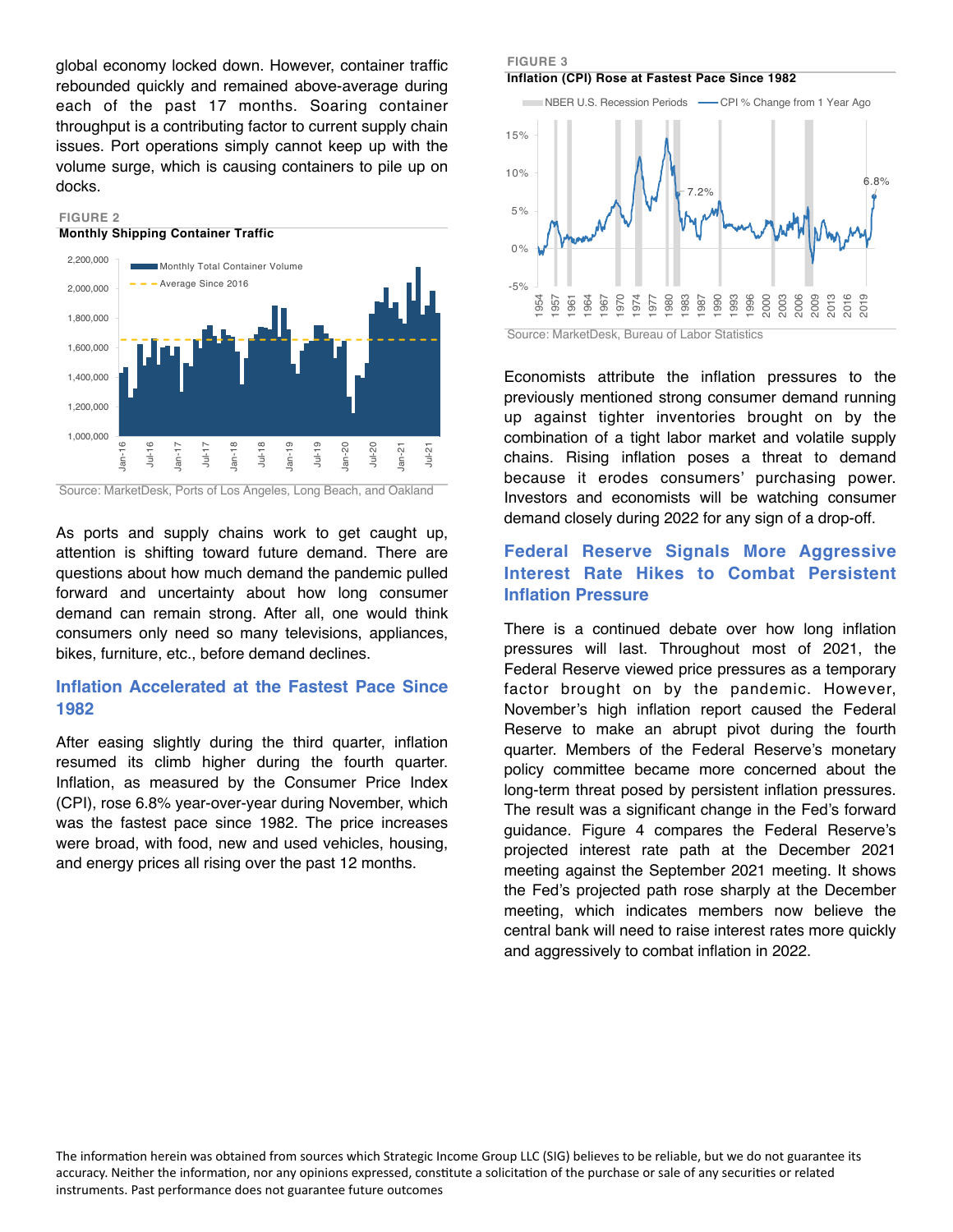global economy locked down. However, container traffic rebounded quickly and remained above-average during each of the past 17 months. Soaring container throughput is a contributing factor to current supply chain issues. Port operations simply cannot keep up with the volume surge, which is causing containers to pile up on docks.

FIGURE 2
**Monthly Shipping Container Traffic**

Source: MarketDesk, Ports of Los Angeles, Long Beach, and Oakland

As ports and supply chains work to get caught up, attention is shifting toward future demand. There are questions about how much demand the pandemic pulled forward and uncertainty about how long consumer demand can remain strong. After all, one would think consumers only need so many televisions, appliances, bikes, furniture, etc., before demand declines.

## Inflation Accelerated at the Fastest Pace Since 1982

After easing slightly during the third quarter, inflation resumed its climb higher during the fourth quarter. Inflation, as measured by the Consumer Price Index (CPI), rose 6.8% year-over-year during November, which was the fastest pace since 1982. The price increases were broad, with food, new and used vehicles, housing, and energy prices all rising over the past 12 months.

FIGURE 3
**Inflation (CPI) Rose at Fastest Pace Since 1982**

Source: MarketDesk, Bureau of Labor Statistics

Economists attribute the inflation pressures to the previously mentioned strong consumer demand running up against tighter inventories brought on by the combination of a tight labor market and volatile supply chains. Rising inflation poses a threat to demand because it erodes consumers' purchasing power. Investors and economists will be watching consumer demand closely during 2022 for any sign of a drop-off.

## Federal Reserve Signals More Aggressive Interest Rate Hikes to Combat Persistent Inflation Pressure

There is a continued debate over how long inflation pressures will last. Throughout most of 2021, the Federal Reserve viewed price pressures as a temporary factor brought on by the pandemic. However, November's high inflation report caused the Federal Reserve to make an abrupt pivot during the fourth quarter. Members of the Federal Reserve's monetary policy committee became more concerned about the long-term threat posed by persistent inflation pressures. The result was a significant change in the Fed's forward guidance. Figure 4 compares the Federal Reserve's projected interest rate path at the December 2021 meeting against the September 2021 meeting. It shows the Fed's projected path rose sharply at the December meeting, which indicates members now believe the central bank will need to raise interest rates more quickly and aggressively to combat inflation in 2022.

The information herein was obtained from sources which Strategic Income Group LLC (SIG) believes to be reliable, but we do not guarantee its accuracy. Neither the information, nor any opinions expressed, constitute a solicitation of the purchase or sale of any securities or related instruments. Past performance does not guarantee future outcomes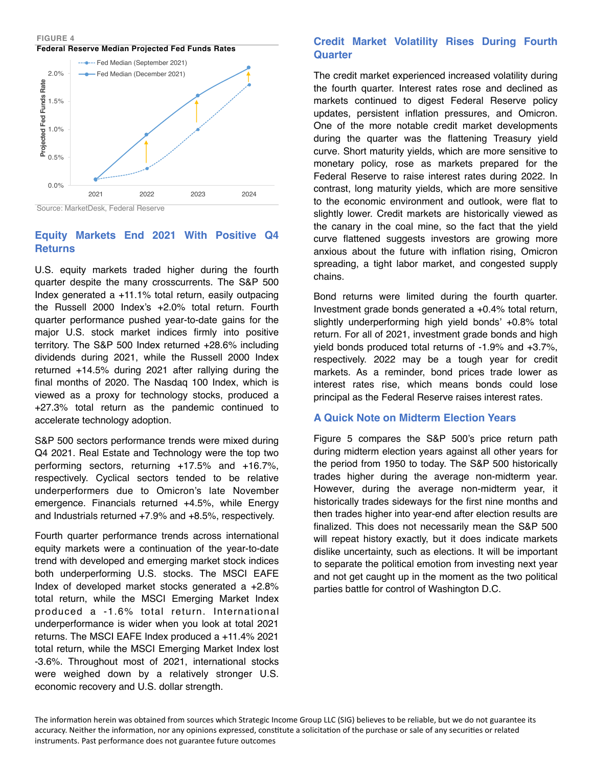FIGURE 4

**Federal Reserve Median Projected Fed Funds Rates**

Source: MarketDesk, Federal Reserve

## Equity Markets End 2021 With Positive Q4 Returns

U.S. equity markets traded higher during the fourth quarter despite the many crosscurrents. The S&P 500 Index generated a +11.1% total return, easily outpacing the Russell 2000 Index's +2.0% total return. Fourth quarter performance pushed year-to-date gains for the major U.S. stock market indices firmly into positive territory. The S&P 500 Index returned +28.6% including dividends during 2021, while the Russell 2000 Index returned +14.5% during 2021 after rallying during the final months of 2020. The Nasdaq 100 Index, which is viewed as a proxy for technology stocks, produced a +27.3% total return as the pandemic continued to accelerate technology adoption.

S&P 500 sectors performance trends were mixed during Q4 2021. Real Estate and Technology were the top two performing sectors, returning +17.5% and +16.7%, respectively. Cyclical sectors tended to be relative underperformers due to Omicron's late November emergence. Financials returned +4.5%, while Energy and Industrials returned +7.9% and +8.5%, respectively.

Fourth quarter performance trends across international equity markets were a continuation of the year-to-date trend with developed and emerging market stock indices both underperforming U.S. stocks. The MSCI EAFE Index of developed market stocks generated a +2.8% total return, while the MSCI Emerging Market Index produced a -1.6% total return. International underperformance is wider when you look at total 2021 returns. The MSCI EAFE Index produced a +11.4% 2021 total return, while the MSCI Emerging Market Index lost -3.6%. Throughout most of 2021, international stocks were weighed down by a relatively stronger U.S. economic recovery and U.S. dollar strength.

## Credit Market Volatility Rises During Fourth Quarter

The credit market experienced increased volatility during the fourth quarter. Interest rates rose and declined as markets continued to digest Federal Reserve policy updates, persistent inflation pressures, and Omicron. One of the more notable credit market developments during the quarter was the flattening Treasury yield curve. Short maturity yields, which are more sensitive to monetary policy, rose as markets prepared for the Federal Reserve to raise interest rates during 2022. In contrast, long maturity yields, which are more sensitive to the economic environment and outlook, were flat to slightly lower. Credit markets are historically viewed as the canary in the coal mine, so the fact that the yield curve flattened suggests investors are growing more anxious about the future with inflation rising, Omicron spreading, a tight labor market, and congested supply chains.

Bond returns were limited during the fourth quarter. Investment grade bonds generated a +0.4% total return, slightly underperforming high yield bonds' +0.8% total return. For all of 2021, investment grade bonds and high yield bonds produced total returns of -1.9% and +3.7%, respectively. 2022 may be a tough year for credit markets. As a reminder, bond prices trade lower as interest rates rise, which means bonds could lose principal as the Federal Reserve raises interest rates.

## A Quick Note on Midterm Election Years

Figure 5 compares the S&P 500's price return path during midterm election years against all other years for the period from 1950 to today. The S&P 500 historically trades higher during the average non-midterm year. However, during the average non-midterm year, it historically trades sideways for the first nine months and then trades higher into year-end after election results are finalized. This does not necessarily mean the S&P 500 will repeat history exactly, but it does indicate markets dislike uncertainty, such as elections. It will be important to separate the political emotion from investing next year and not get caught up in the moment as the two political parties battle for control of Washington D.C.

The information herein was obtained from sources which Strategic Income Group LLC (SIG) believes to be reliable, but we do not guarantee its accuracy. Neither the information, nor any opinions expressed, constitute a solicitation of the purchase or sale of any securities or related instruments. Past performance does not guarantee future outcomes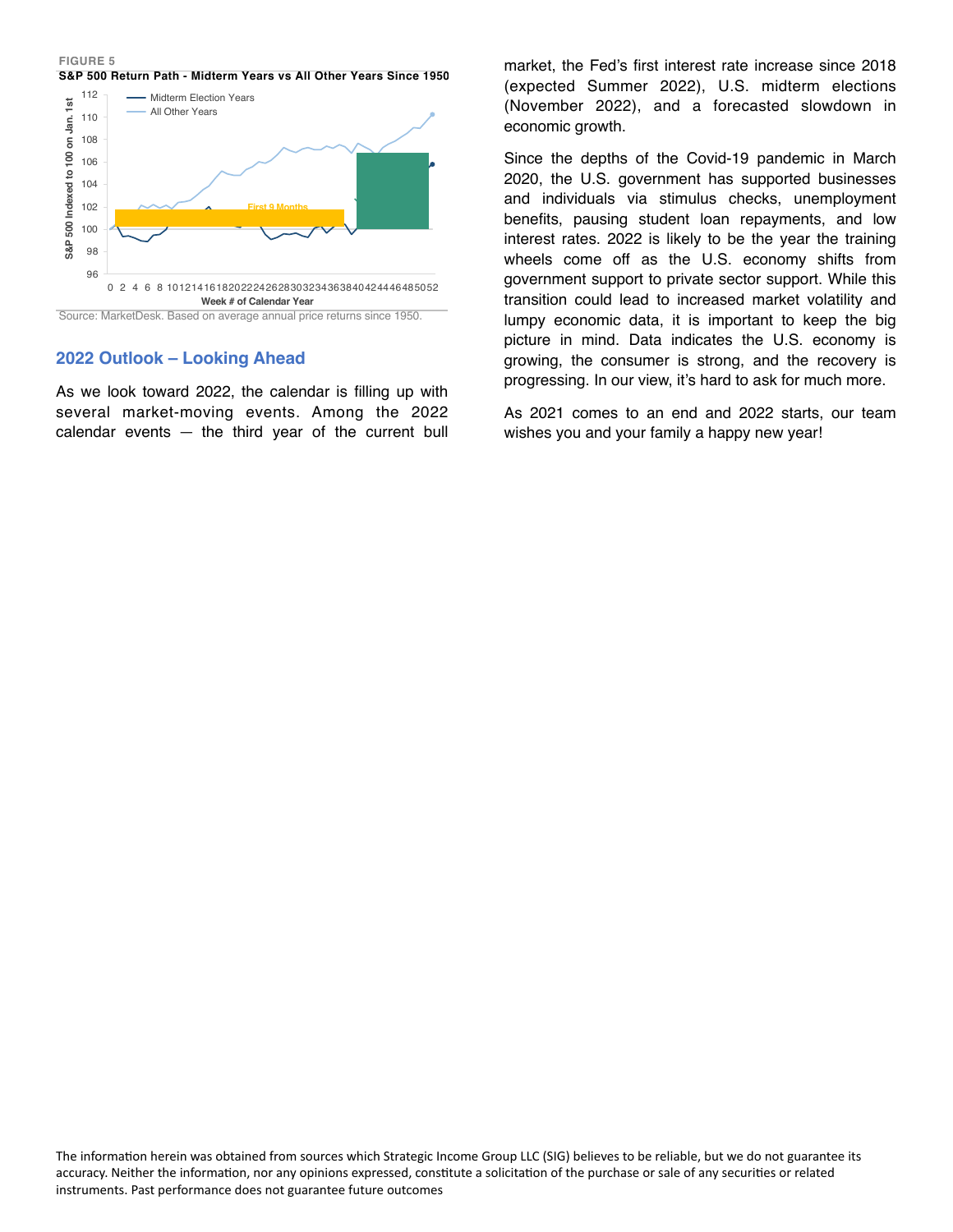FIGURE 5

**S&P 500 Return Path - Midterm Years vs All Other Years Since 1950**

Source: MarketDesk. Based on average annual price returns since 1950.

## 2022 Outlook – Looking Ahead

As we look toward 2022, the calendar is filling up with several market-moving events. Among the 2022 calendar events — the third year of the current bull market, the Fed's first interest rate increase since 2018 (expected Summer 2022), U.S. midterm elections (November 2022), and a forecasted slowdown in economic growth.

Since the depths of the Covid-19 pandemic in March 2020, the U.S. government has supported businesses and individuals via stimulus checks, unemployment benefits, pausing student loan repayments, and low interest rates. 2022 is likely to be the year the training wheels come off as the U.S. economy shifts from government support to private sector support. While this transition could lead to increased market volatility and lumpy economic data, it is important to keep the big picture in mind. Data indicates the U.S. economy is growing, the consumer is strong, and the recovery is progressing. In our view, it's hard to ask for much more.

As 2021 comes to an end and 2022 starts, our team wishes you and your family a happy new year!

The information herein was obtained from sources which Strategic Income Group LLC (SIG) believes to be reliable, but we do not guarantee its accuracy. Neither the information, nor any opinions expressed, constitute a solicitation of the purchase or sale of any securities or related instruments. Past performance does not guarantee future outcomes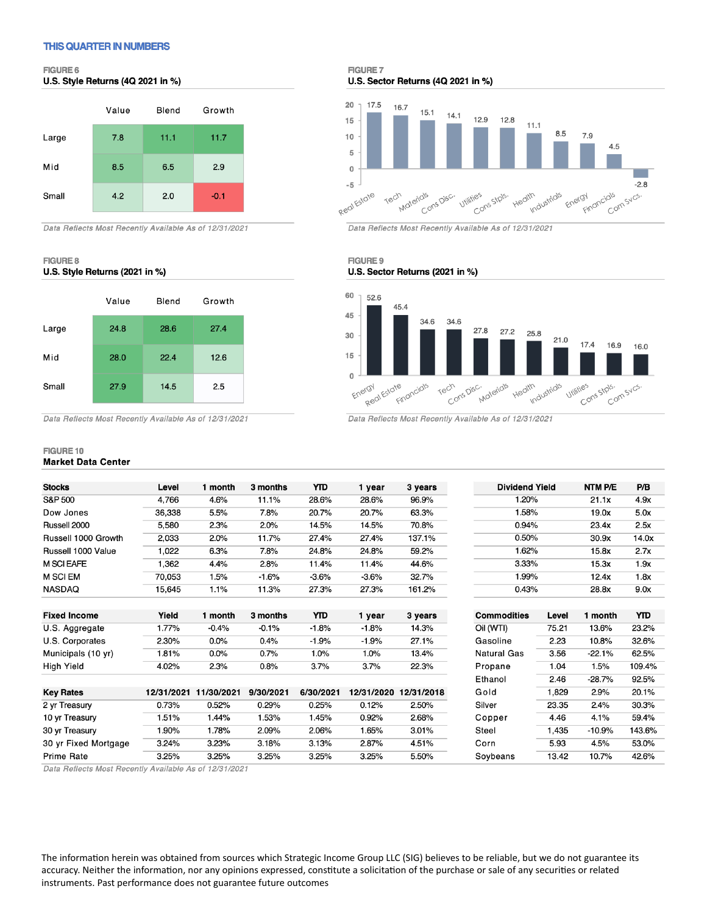## THIS QUARTER IN NUMBERS

**FIGURE 6**
**U.S. Style Returns (4Q 2021 in %)**

| | Value | Blend | Growth |
|---|---|---|---|
| Large | 7.8 | 11.1 | 11.7 |
| Mid | 8.5 | 6.5 | 2.9 |
| Small | 4.2 | 2.0 | -0.1 |

*Data Reflects Most Recently Available As of 12/31/2021*

**FIGURE 7**
**U.S. Sector Returns (4Q 2021 in %)**

20
15
10
5
0
-5

17.5 16.7 15.1 14.1 12.9 12.8 11.1 8.5 7.9 4.5 -2.8

Real Estate, Tech, Materials, Cons Disc., Utilities, Cons Stpls., Health, Industrials, Energy, Financials, Com Svcs.

*Data Reflects Most Recently Available As of 12/31/2021*

**FIGURE 8**
**U.S. Style Returns (2021 in %)**

| | Value | Blend | Growth |
|---|---|---|---|
| Large | 24.8 | 28.6 | 27.4 |
| Mid | 28.0 | 22.4 | 12.6 |
| Small | 27.9 | 14.5 | 2.5 |

*Data Reflects Most Recently Available As of 12/31/2021*

**FIGURE 9**
**U.S. Sector Returns (2021 in %)**

60
45
30
15
0

52.6 45.4 34.6 34.6 27.8 27.2 25.8 21.0 17.4 16.9 16.0

Energy, Real Estate, Financials, Tech, Cons Disc., Materials, Health, Industrials, Utilities, Cons Stpls., Com Svcs.

*Data Reflects Most Recently Available As of 12/31/2021*

**FIGURE 10**
**Market Data Center**

| Stocks | Level | 1 month | 3 months | YTD | 1 year | 3 years | Dividend Yield | NTM P/E | P/B |
|---|---|---|---|---|---|---|---|---|---|
| S&P 500 | 4,766 | 4.6% | 11.1% | 28.6% | 28.6% | 96.9% | 1.20% | 21.1x | 4.9x |
| Dow Jones | 36,338 | 5.5% | 7.8% | 20.7% | 20.7% | 63.3% | 1.58% | 19.0x | 5.0x |
| Russell 2000 | 5,580 | 2.3% | 2.0% | 14.5% | 14.5% | 70.8% | 0.94% | 23.4x | 2.5x |
| Russell 1000 Growth | 2,033 | 2.0% | 11.7% | 27.4% | 27.4% | 137.1% | 0.50% | 30.9x | 14.0x |
| Russell 1000 Value | 1,022 | 6.3% | 7.8% | 24.8% | 24.8% | 59.2% | 1.62% | 15.8x | 2.7x |
| MSCI EAFE | 1,362 | 4.4% | 2.8% | 11.4% | 11.4% | 44.6% | 3.33% | 15.3x | 1.9x |
| MSCI EM | 70,053 | 1.5% | -1.6% | -3.6% | -3.6% | 32.7% | 1.99% | 12.4x | 1.8x |
| NASDAQ | 15,645 | 1.1% | 11.3% | 27.3% | 27.3% | 161.2% | 0.43% | 28.8x | 9.0x |

| Fixed Income | Yield | 1 month | 3 months | YTD | 1 year | 3 years |
|---|---|---|---|---|---|---|
| U.S. Aggregate | 1.77% | -0.4% | -0.1% | -1.8% | -1.8% | 14.3% |
| U.S. Corporates | 2.30% | 0.0% | 0.4% | -1.9% | -1.9% | 27.1% |
| Municipals (10 yr) | 1.81% | 0.0% | 0.7% | 1.0% | 1.0% | 13.4% |
| High Yield | 4.02% | 2.3% | 0.8% | 3.7% | 3.7% | 22.3% |

| Key Rates | 12/31/2021 | 11/30/2021 | 9/30/2021 | 6/30/2021 | 12/31/2020 | 12/31/2018 |
|---|---|---|---|---|---|---|
| 2 yr Treasury | 0.73% | 0.52% | 0.29% | 0.25% | 0.12% | 2.50% |
| 10 yr Treasury | 1.51% | 1.44% | 1.53% | 1.45% | 0.92% | 2.68% |
| 30 yr Treasury | 1.90% | 1.78% | 2.09% | 2.06% | 1.65% | 3.01% |
| 30 yr Fixed Mortgage | 3.24% | 3.23% | 3.18% | 3.13% | 2.87% | 4.51% |
| Prime Rate | 3.25% | 3.25% | 3.25% | 3.25% | 3.25% | 5.50% |

| Commodities | Level | 1 month | YTD |
|---|---|---|---|
| Oil (WTI) | 75.21 | 13.6% | 23.2% |
| Gasoline | 2.23 | 10.8% | 32.6% |
| Natural Gas | 3.56 | -22.1% | 62.5% |
| Propane | 1.04 | 1.5% | 109.4% |
| Ethanol | 2.46 | -28.7% | 92.5% |
| Gold | 1,829 | 2.9% | 20.1% |
| Silver | 23.35 | 2.4% | 30.3% |
| Copper | 4.46 | 4.1% | 59.4% |
| Steel | 1,435 | -10.9% | 143.6% |
| Corn | 5.93 | 4.5% | 53.0% |
| Soybeans | 13.42 | 10.7% | 42.6% |

*Data Reflects Most Recently Available As of 12/31/2021*

The information herein was obtained from sources which Strategic Income Group LLC (SIG) believes to be reliable, but we do not guarantee its accuracy. Neither the information, nor any opinions expressed, constitute a solicitation of the purchase or sale of any securities or related instruments. Past performance does not guarantee future outcomes